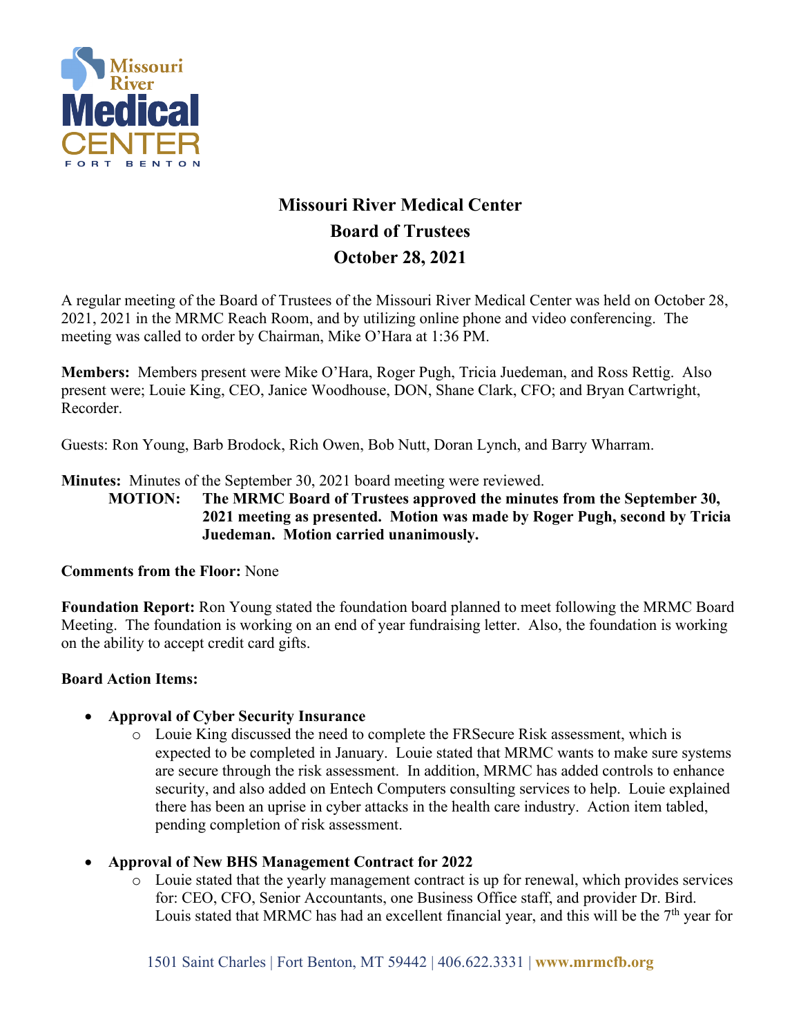# Missouri River Medical Center
## Board of Trustees
## October 28, 2021

A regular meeting of the Board of Trustees of the Missouri River Medical Center was held on October 28, 2021, 2021 in the MRMC Reach Room, and by utilizing online phone and video conferencing. The meeting was called to order by Chairman, Mike O'Hara at 1:36 PM.

**Members:** Members present were Mike O'Hara, Roger Pugh, Tricia Juedeman, and Ross Rettig. Also present were; Louie King, CEO, Janice Woodhouse, DON, Shane Clark, CFO; and Bryan Cartwright, Recorder.

Guests: Ron Young, Barb Brodock, Rich Owen, Bob Nutt, Doran Lynch, and Barry Wharram.

**Minutes:** Minutes of the September 30, 2021 board meeting were reviewed.

**MOTION: The MRMC Board of Trustees approved the minutes from the September 30, 2021 meeting as presented. Motion was made by Roger Pugh, second by Tricia Juedeman. Motion carried unanimously.**

**Comments from the Floor:** None

**Foundation Report:** Ron Young stated the foundation board planned to meet following the MRMC Board Meeting. The foundation is working on an end of year fundraising letter. Also, the foundation is working on the ability to accept credit card gifts.

**Board Action Items:**

- **Approval of Cyber Security Insurance**
  - Louie King discussed the need to complete the FRSecure Risk assessment, which is expected to be completed in January. Louie stated that MRMC wants to make sure systems are secure through the risk assessment. In addition, MRMC has added controls to enhance security, and also added on Entech Computers consulting services to help. Louie explained there has been an uprise in cyber attacks in the health care industry. Action item tabled, pending completion of risk assessment.

- **Approval of New BHS Management Contract for 2022**
  - Louie stated that the yearly management contract is up for renewal, which provides services for: CEO, CFO, Senior Accountants, one Business Office staff, and provider Dr. Bird. Louis stated that MRMC has had an excellent financial year, and this will be the 7th year for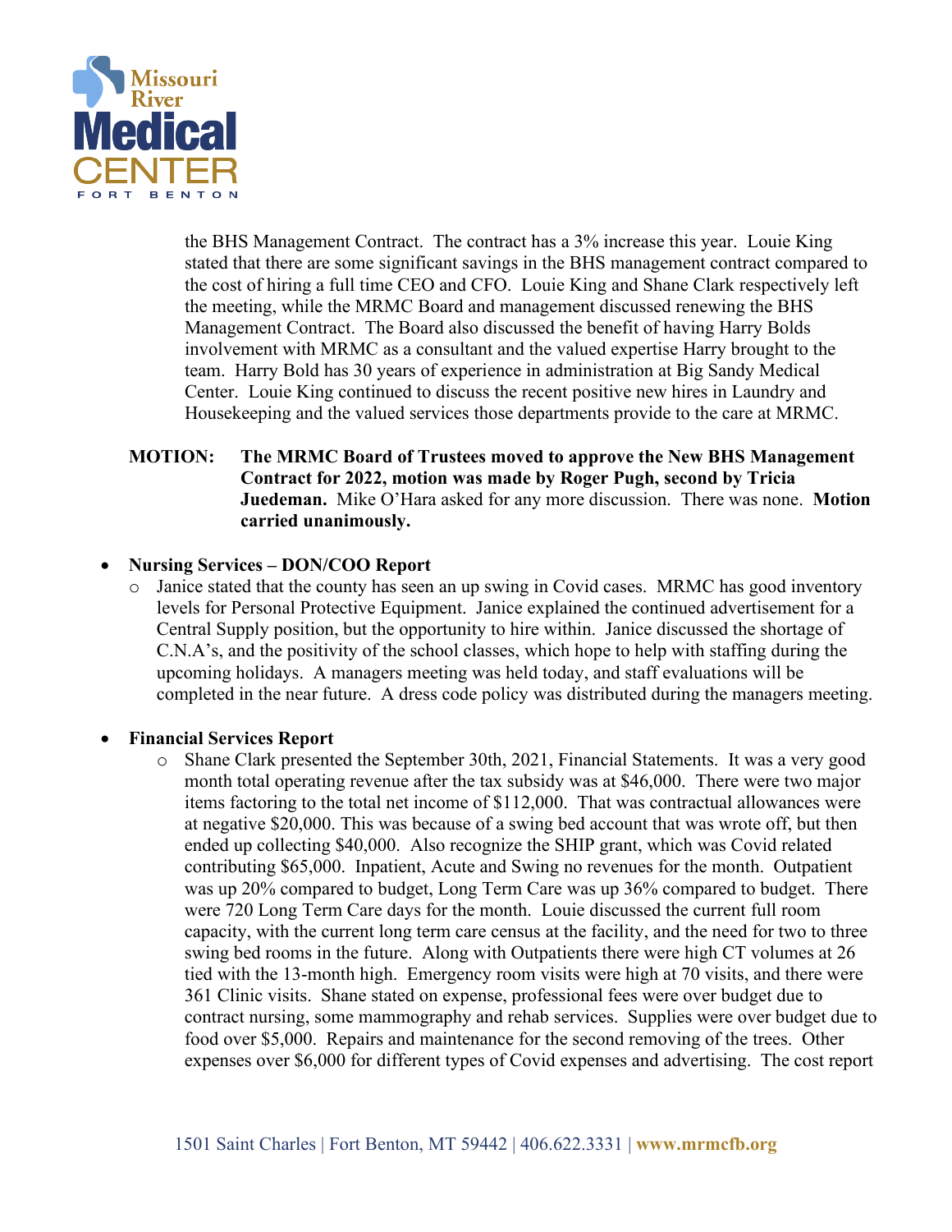the BHS Management Contract. The contract has a 3% increase this year. Louie King stated that there are some significant savings in the BHS management contract compared to the cost of hiring a full time CEO and CFO. Louie King and Shane Clark respectively left the meeting, while the MRMC Board and management discussed renewing the BHS Management Contract. The Board also discussed the benefit of having Harry Bolds involvement with MRMC as a consultant and the valued expertise Harry brought to the team. Harry Bold has 30 years of experience in administration at Big Sandy Medical Center. Louie King continued to discuss the recent positive new hires in Laundry and Housekeeping and the valued services those departments provide to the care at MRMC.

**MOTION: The MRMC Board of Trustees moved to approve the New BHS Management Contract for 2022, motion was made by Roger Pugh, second by Tricia Juedeman.** Mike O'Hara asked for any more discussion. There was none. **Motion carried unanimously.**

- **Nursing Services – DON/COO Report**
  - Janice stated that the county has seen an up swing in Covid cases. MRMC has good inventory levels for Personal Protective Equipment. Janice explained the continued advertisement for a Central Supply position, but the opportunity to hire within. Janice discussed the shortage of C.N.A's, and the positivity of the school classes, which hope to help with staffing during the upcoming holidays. A managers meeting was held today, and staff evaluations will be completed in the near future. A dress code policy was distributed during the managers meeting.

- **Financial Services Report**
  - Shane Clark presented the September 30th, 2021, Financial Statements. It was a very good month total operating revenue after the tax subsidy was at $46,000. There were two major items factoring to the total net income of $112,000. That was contractual allowances were at negative $20,000. This was because of a swing bed account that was wrote off, but then ended up collecting $40,000. Also recognize the SHIP grant, which was Covid related contributing $65,000. Inpatient, Acute and Swing no revenues for the month. Outpatient was up 20% compared to budget, Long Term Care was up 36% compared to budget. There were 720 Long Term Care days for the month. Louie discussed the current full room capacity, with the current long term care census at the facility, and the need for two to three swing bed rooms in the future. Along with Outpatients there were high CT volumes at 26 tied with the 13-month high. Emergency room visits were high at 70 visits, and there were 361 Clinic visits. Shane stated on expense, professional fees were over budget due to contract nursing, some mammography and rehab services. Supplies were over budget due to food over $5,000. Repairs and maintenance for the second removing of the trees. Other expenses over $6,000 for different types of Covid expenses and advertising. The cost report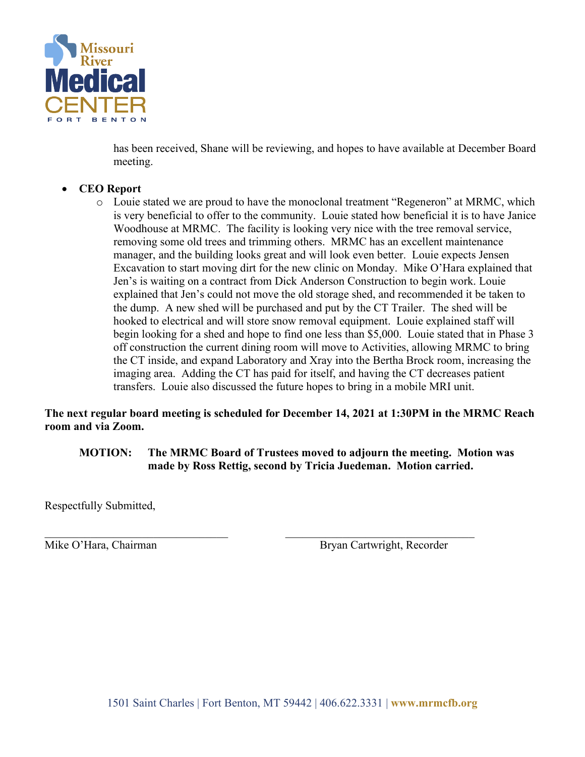has been received, Shane will be reviewing, and hopes to have available at December Board meeting.

- **CEO Report**
  - Louie stated we are proud to have the monoclonal treatment "Regeneron" at MRMC, which is very beneficial to offer to the community. Louie stated how beneficial it is to have Janice Woodhouse at MRMC. The facility is looking very nice with the tree removal service, removing some old trees and trimming others. MRMC has an excellent maintenance manager, and the building looks great and will look even better. Louie expects Jensen Excavation to start moving dirt for the new clinic on Monday. Mike O'Hara explained that Jen's is waiting on a contract from Dick Anderson Construction to begin work. Louie explained that Jen's could not move the old storage shed, and recommended it be taken to the dump. A new shed will be purchased and put by the CT Trailer. The shed will be hooked to electrical and will store snow removal equipment. Louie explained staff will begin looking for a shed and hope to find one less than $5,000. Louie stated that in Phase 3 off construction the current dining room will move to Activities, allowing MRMC to bring the CT inside, and expand Laboratory and Xray into the Bertha Brock room, increasing the imaging area. Adding the CT has paid for itself, and having the CT decreases patient transfers. Louie also discussed the future hopes to bring in a mobile MRI unit.

**The next regular board meeting is scheduled for December 14, 2021 at 1:30PM in the MRMC Reach room and via Zoom.**

**MOTION: The MRMC Board of Trustees moved to adjourn the meeting. Motion was made by Ross Rettig, second by Tricia Juedeman. Motion carried.**

Respectfully Submitted,

\_\_\_\_\_\_\_\_\_\_\_\_\_\_\_\_\_\_\_\_\_\_\_\_\_\_\_\_\_\_\_\_ \_\_\_\_\_\_\_\_\_\_\_\_\_\_\_\_\_\_\_\_\_\_\_\_\_\_\_\_\_\_\_\_

Mike O'Hara, Chairman Bryan Cartwright, Recorder